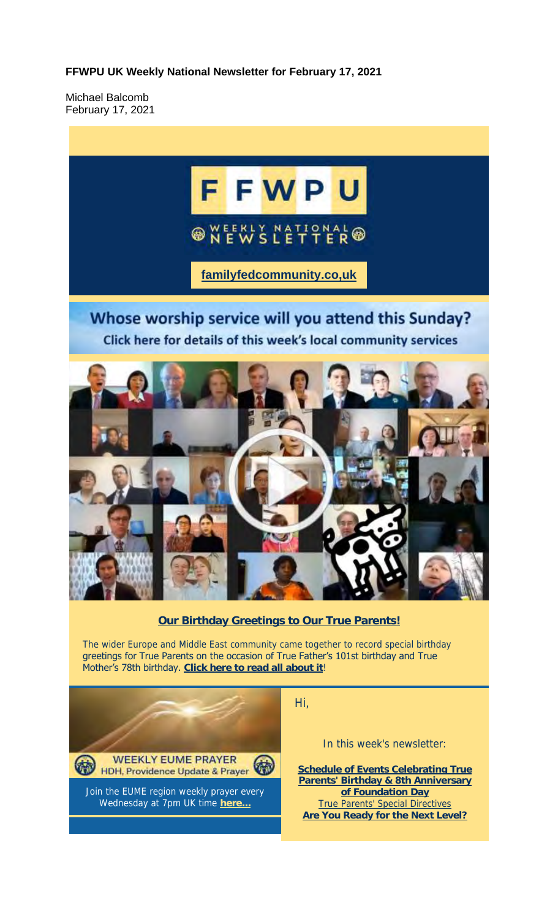**FFWPU UK Weekly National Newsletter for February 17, 2021**

Michael Balcomb
February 17, 2021

FFWPU

WEEKLY NATIONAL NEWSLETTER

familyfedcommunity.co,uk

Whose worship service will you attend this Sunday?
Click here for details of this week's local community services

**Our Birthday Greetings to Our True Parents!**

The wider Europe and Middle East community came together to record special birthday greetings for True Parents on the occasion of True Father's 101st birthday and True Mother's 78th birthday. **Click here to read all about it**!

WEEKLY EUME PRAYER
HDH, Providence Update & Prayer

Join the EUME region weekly prayer every Wednesday at 7pm UK time **here...**

Hi,

In this week's newsletter:

**Schedule of Events Celebrating True Parents' Birthday & 8th Anniversary of Foundation Day**
True Parents' Special Directives
**Are You Ready for the Next Level?**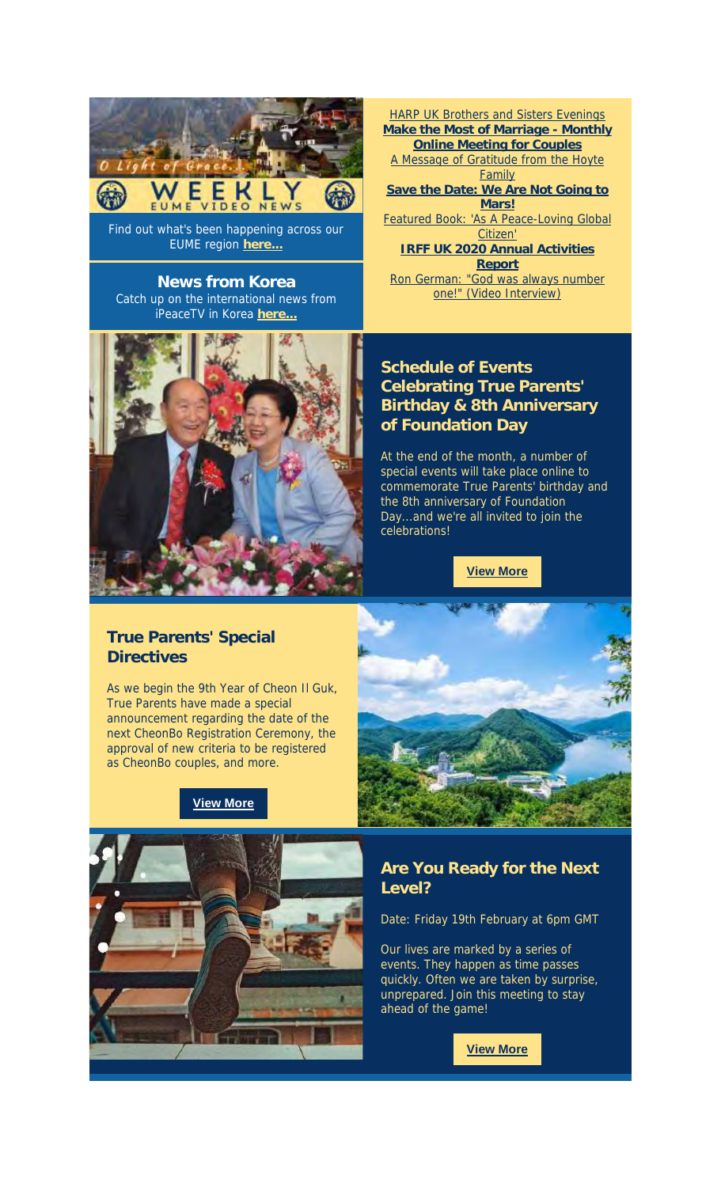Find out what's been happening across our EUME region **here...**

## News from Korea

Catch up on the international news from iPeaceTV in Korea **here...**

HARP UK Brothers and Sisters Evenings

**Make the Most of Marriage - Monthly Online Meeting for Couples**

A Message of Gratitude from the Hoyte Family

**Save the Date: We Are Not Going to Mars!**

Featured Book: 'As A Peace-Loving Global Citizen'

**IRFF UK 2020 Annual Activities Report**

Ron German: "God was always number one!" (Video Interview)

## Schedule of Events Celebrating True Parents' Birthday & 8th Anniversary of Foundation Day

At the end of the month, a number of special events will take place online to commemorate True Parents' birthday and the 8th anniversary of Foundation Day...and we're all invited to join the celebrations!

**View More**

## True Parents' Special Directives

As we begin the 9th Year of Cheon Il Guk, True Parents have made a special announcement regarding the date of the next CheonBo Registration Ceremony, the approval of new criteria to be registered as CheonBo couples, and more.

**View More**

## Are You Ready for the Next Level?

Date: Friday 19th February at 6pm GMT

Our lives are marked by a series of events. They happen as time passes quickly. Often we are taken by surprise, unprepared. Join this meeting to stay ahead of the game!

**View More**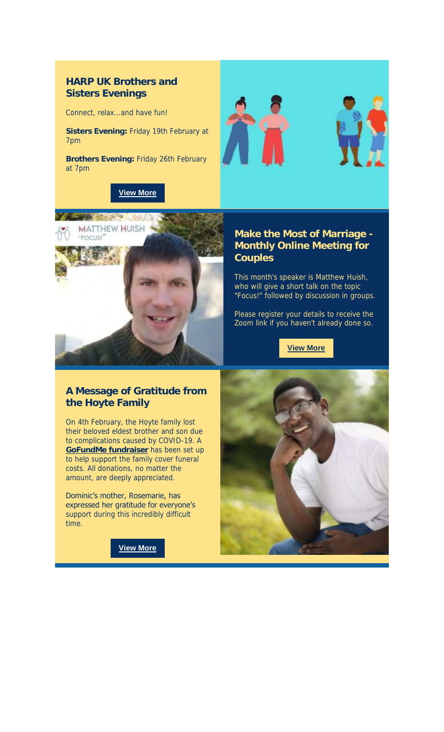## HARP UK Brothers and Sisters Evenings

Connect, relax...and have fun!

**Sisters Evening:** Friday 19th February at 7pm

**Brothers Evening:** Friday 26th February at 7pm

**View More**

## Make the Most of Marriage - Monthly Online Meeting for Couples

This month's speaker is Matthew Huish, who will give a short talk on the topic "Focus!" followed by discussion in groups.

Please register your details to receive the Zoom link if you haven't already done so.

**View More**

## A Message of Gratitude from the Hoyte Family

On 4th February, the Hoyte family lost their beloved eldest brother and son due to complications caused by COVID-19. A **GoFundMe fundraiser** has been set up to help support the family cover funeral costs. All donations, no matter the amount, are deeply appreciated.

Dominic's mother, Rosemarie, has expressed her gratitude for everyone's support during this incredibly difficult time.

**View More**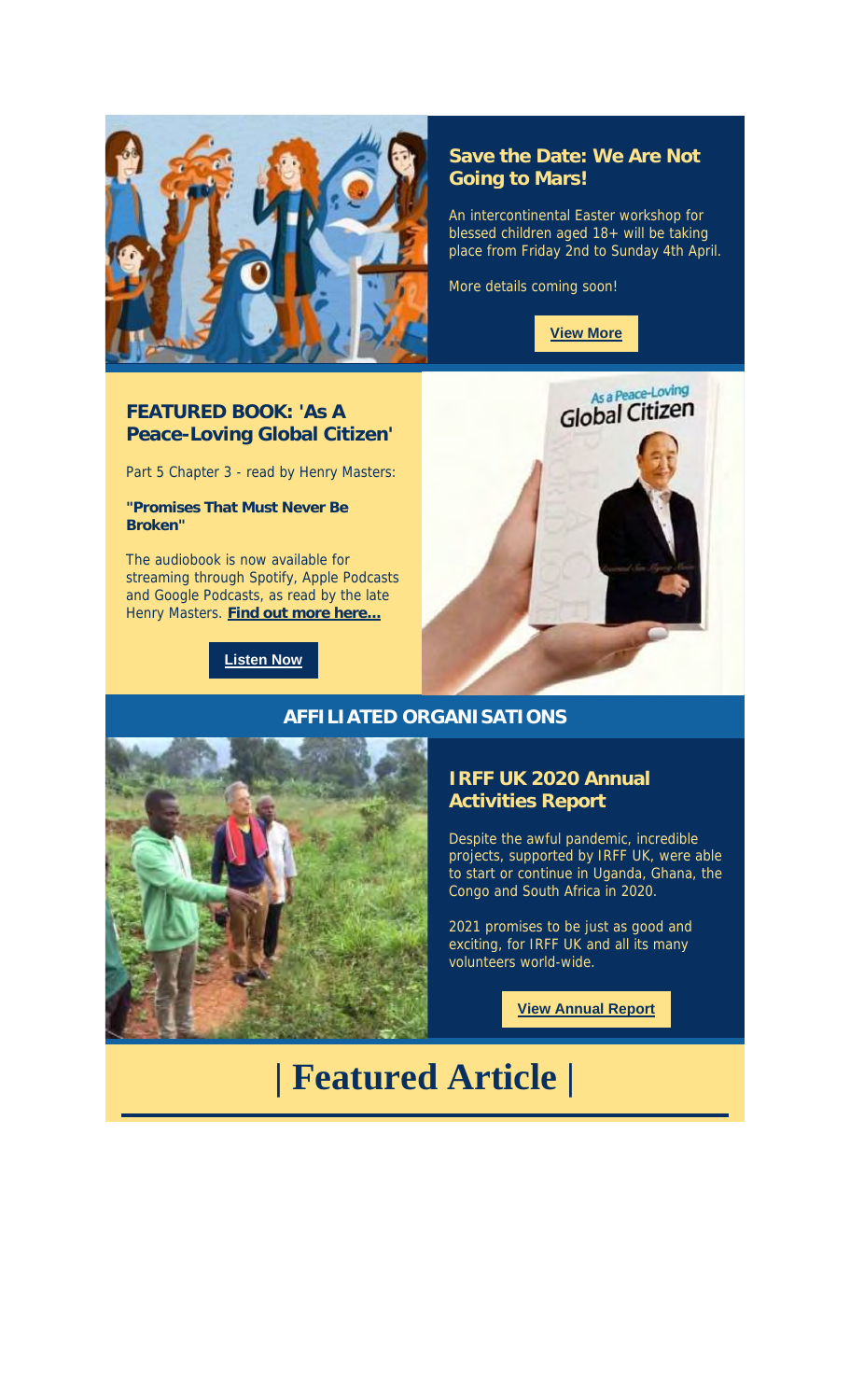### Save the Date: We Are Not Going to Mars!

An intercontinental Easter workshop for blessed children aged 18+ will be taking place from Friday 2nd to Sunday 4th April.

More details coming soon!

**View More**

### FEATURED BOOK: 'As A Peace-Loving Global Citizen'

Part 5 Chapter 3 - read by Henry Masters:

**"Promises That Must Never Be Broken"**

The audiobook is now available for streaming through Spotify, Apple Podcasts and Google Podcasts, as read by the late Henry Masters. **Find out more here...**

**Listen Now**

## AFFILIATED ORGANISATIONS

### IRFF UK 2020 Annual Activities Report

Despite the awful pandemic, incredible projects, supported by IRFF UK, were able to start or continue in Uganda, Ghana, the Congo and South Africa in 2020.

2021 promises to be just as good and exciting, for IRFF UK and all its many volunteers world-wide.

**View Annual Report**

# | Featured Article |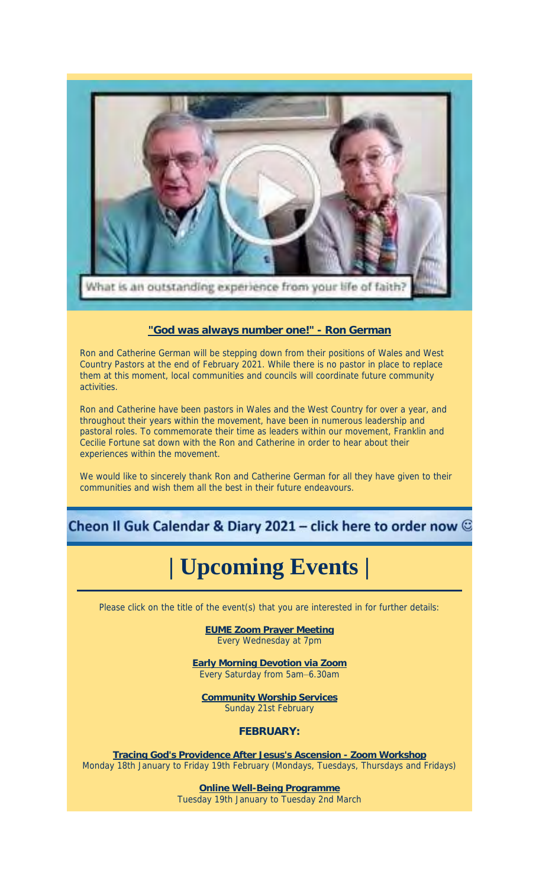What is an outstanding experience from your life of faith?

**"God was always number one!" - Ron German**

Ron and Catherine German will be stepping down from their positions of Wales and West Country Pastors at the end of February 2021. While there is no pastor in place to replace them at this moment, local communities and councils will coordinate future community activities.

Ron and Catherine have been pastors in Wales and the West Country for over a year, and throughout their years within the movement, have been in numerous leadership and pastoral roles. To commemorate their time as leaders within our movement, Franklin and Cecilie Fortune sat down with the Ron and Catherine in order to hear about their experiences within the movement.

We would like to sincerely thank Ron and Catherine German for all they have given to their communities and wish them all the best in their future endeavours.

**Cheon Il Guk Calendar & Diary 2021 – click here to order now ☺**

# | Upcoming Events |

Please click on the title of the event(s) that you are interested in for further details:

**EUME Zoom Prayer Meeting**
Every Wednesday at 7pm

**Early Morning Devotion via Zoom**
Every Saturday from 5am–6.30am

**Community Worship Services**
Sunday 21st February

**FEBRUARY:**

**Tracing God's Providence After Jesus's Ascension - Zoom Workshop**
Monday 18th January to Friday 19th February (Mondays, Tuesdays, Thursdays and Fridays)

**Online Well-Being Programme**
Tuesday 19th January to Tuesday 2nd March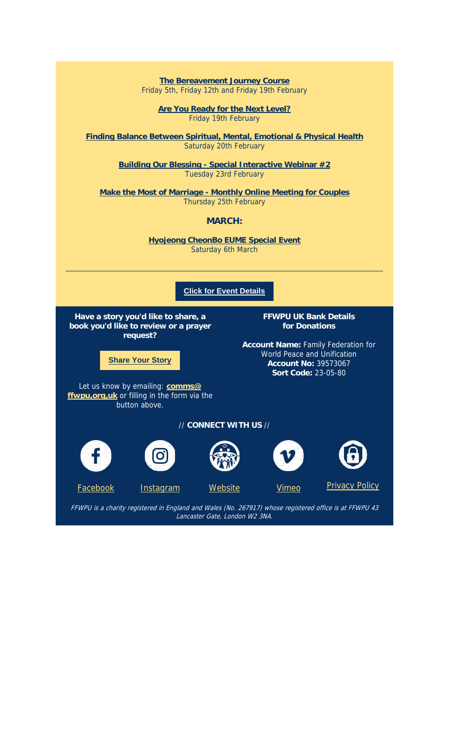**The Bereavement Journey Course**
Friday 5th, Friday 12th and Friday 19th February

**Are You Ready for the Next Level?**
Friday 19th February

**Finding Balance Between Spiritual, Mental, Emotional & Physical Health**
Saturday 20th February

**Building Our Blessing - Special Interactive Webinar #2**
Tuesday 23rd February

**Make the Most of Marriage - Monthly Online Meeting for Couples**
Thursday 25th February

## MARCH:

**Hyojeong CheonBo EUME Special Event**
Saturday 6th March

---

**Click for Event Details**

**Have a story you'd like to share, a book you'd like to review or a prayer request?**

**Share Your Story**

Let us know by emailing: **comms@ffwpu.org.uk** or filling in the form via the button above.

**FFWPU UK Bank Details for Donations**

**Account Name:** Family Federation for World Peace and Unification
**Account No:** 39573067
**Sort Code:** 23-05-80

// **CONNECT WITH US** //

Facebook Instagram Website Vimeo Privacy Policy

*FFWPU is a charity registered in England and Wales (No. 267917) whose registered office is at FFWPU 43 Lancaster Gate, London W2 3NA.*